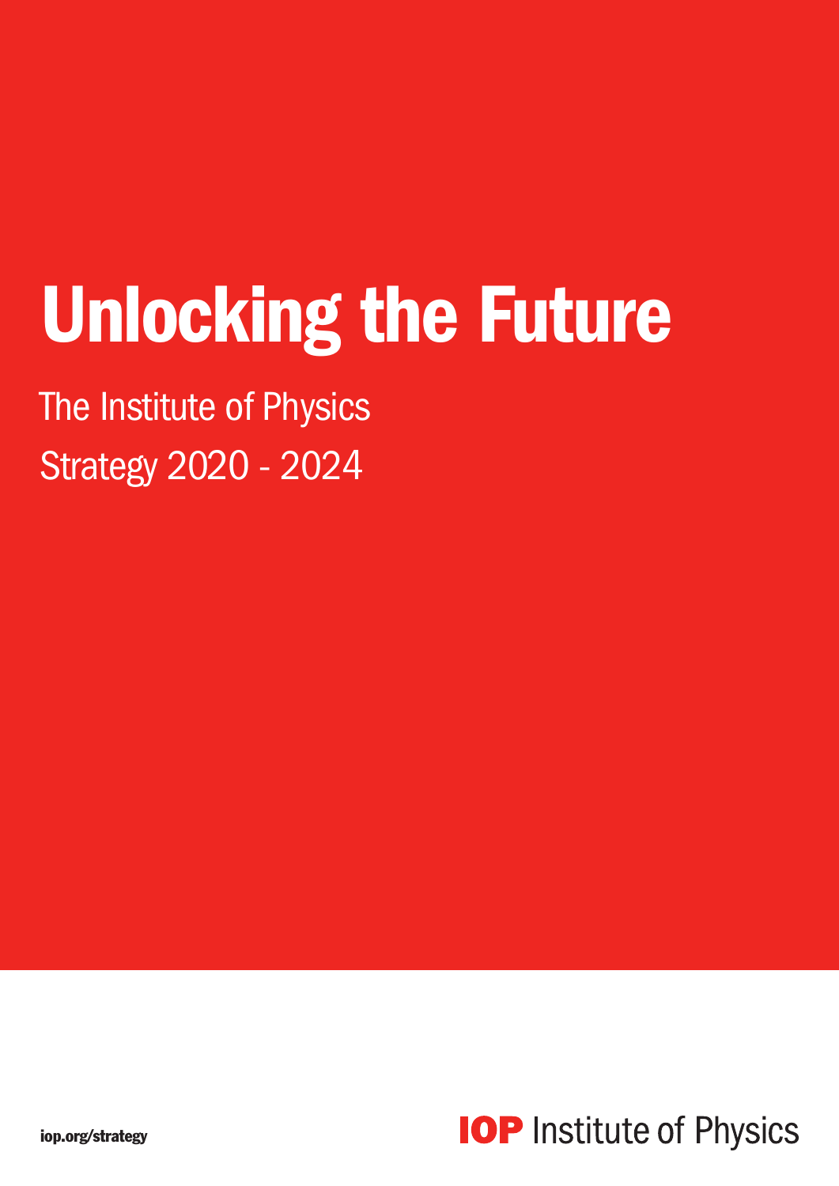# Unlocking the Future

The Institute of Physics

Strategy 2020 - 2024

iop.org/strategy

**IOP** Institute of Physics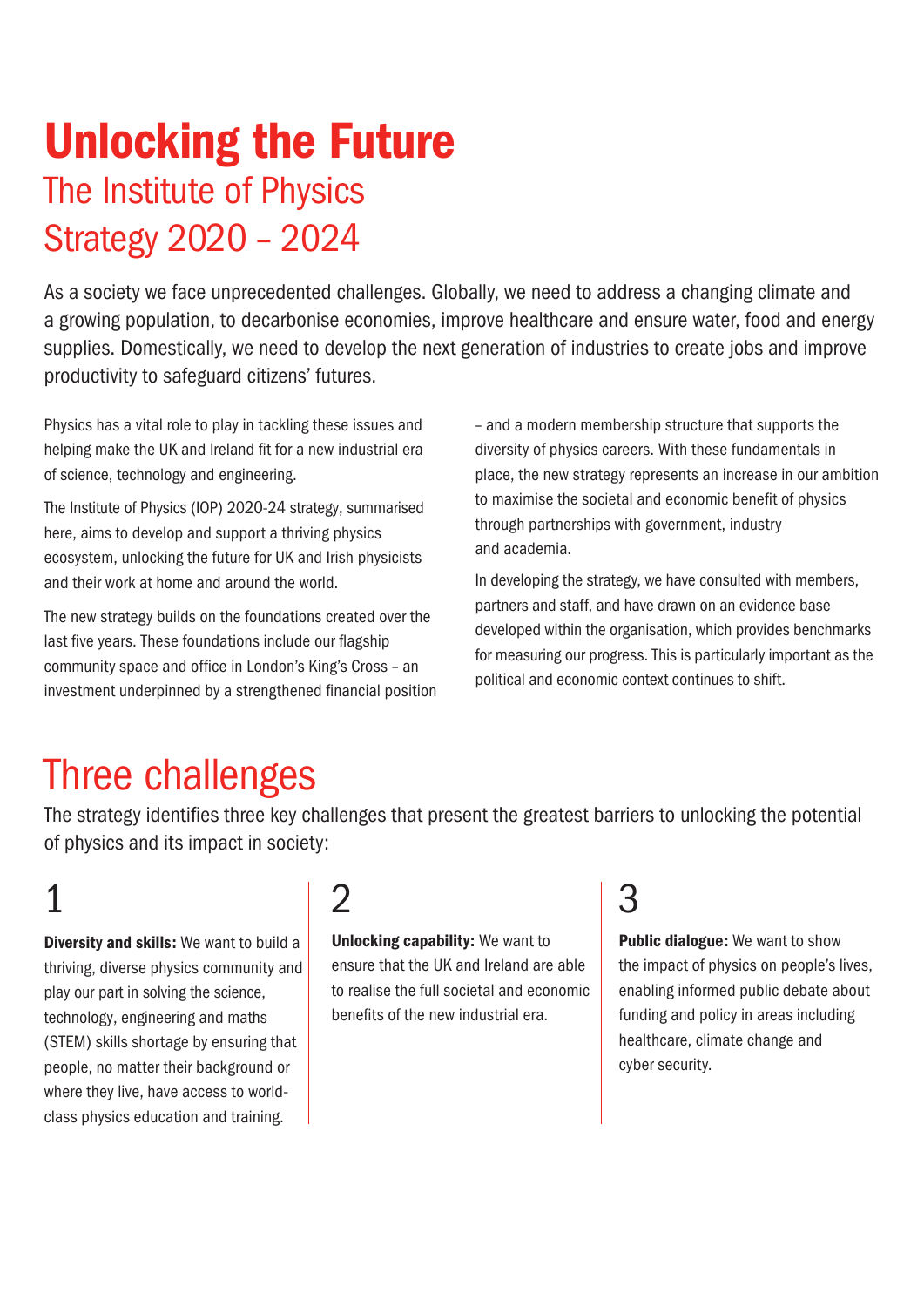# Unlocking the Future

## The Institute of Physics Strategy 2020 – 2024

As a society we face unprecedented challenges. Globally, we need to address a changing climate and a growing population, to decarbonise economies, improve healthcare and ensure water, food and energy supplies. Domestically, we need to develop the next generation of industries to create jobs and improve productivity to safeguard citizens' futures.

Physics has a vital role to play in tackling these issues and helping make the UK and Ireland fit for a new industrial era of science, technology and engineering.

The Institute of Physics (IOP) 2020-24 strategy, summarised here, aims to develop and support a thriving physics ecosystem, unlocking the future for UK and Irish physicists and their work at home and around the world.

The new strategy builds on the foundations created over the last five years. These foundations include our flagship community space and office in London's King's Cross – an investment underpinned by a strengthened financial position – and a modern membership structure that supports the diversity of physics careers. With these fundamentals in place, the new strategy represents an increase in our ambition to maximise the societal and economic benefit of physics through partnerships with government, industry and academia.

In developing the strategy, we have consulted with members, partners and staff, and have drawn on an evidence base developed within the organisation, which provides benchmarks for measuring our progress. This is particularly important as the political and economic context continues to shift.

## Three challenges

The strategy identifies three key challenges that present the greatest barriers to unlocking the potential of physics and its impact in society:

### 1

**Diversity and skills:** We want to build a thriving, diverse physics community and play our part in solving the science, technology, engineering and maths (STEM) skills shortage by ensuring that people, no matter their background or where they live, have access to world-class physics education and training.

### 2

**Unlocking capability:** We want to ensure that the UK and Ireland are able to realise the full societal and economic benefits of the new industrial era.

### 3

**Public dialogue:** We want to show the impact of physics on people's lives, enabling informed public debate about funding and policy in areas including healthcare, climate change and cyber security.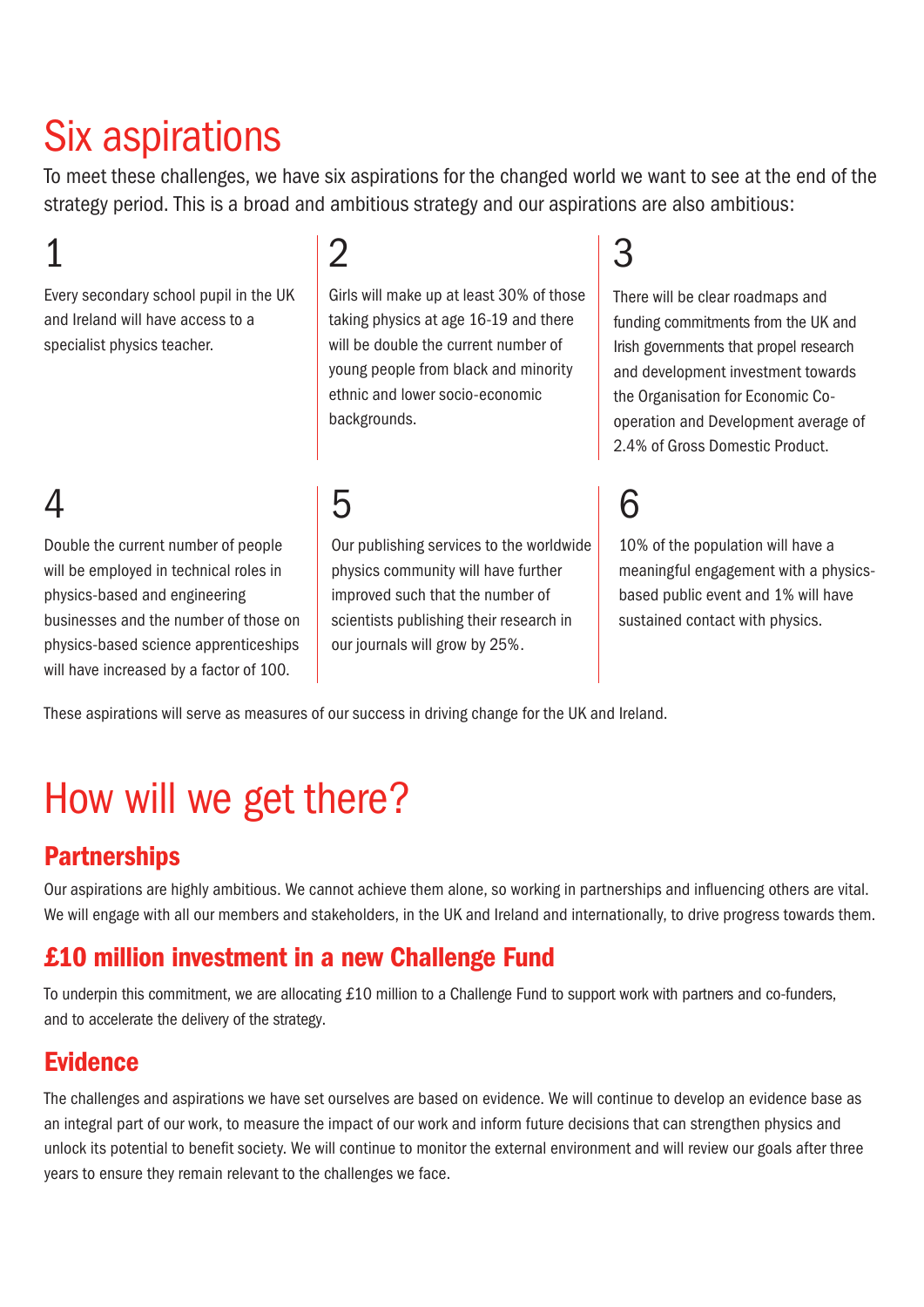# Six aspirations

To meet these challenges, we have six aspirations for the changed world we want to see at the end of the strategy period. This is a broad and ambitious strategy and our aspirations are also ambitious:

## 1

Every secondary school pupil in the UK and Ireland will have access to a specialist physics teacher.

## 2

Girls will make up at least 30% of those taking physics at age 16-19 and there will be double the current number of young people from black and minority ethnic and lower socio-economic backgrounds.

## 3

There will be clear roadmaps and funding commitments from the UK and Irish governments that propel research and development investment towards the Organisation for Economic Co-operation and Development average of 2.4% of Gross Domestic Product.

## 4

Double the current number of people will be employed in technical roles in physics-based and engineering businesses and the number of those on physics-based science apprenticeships will have increased by a factor of 100.

## 5

Our publishing services to the worldwide physics community will have further improved such that the number of scientists publishing their research in our journals will grow by 25%.

## 6

10% of the population will have a meaningful engagement with a physics-based public event and 1% will have sustained contact with physics.

These aspirations will serve as measures of our success in driving change for the UK and Ireland.

# How will we get there?

## Partnerships

Our aspirations are highly ambitious. We cannot achieve them alone, so working in partnerships and influencing others are vital. We will engage with all our members and stakeholders, in the UK and Ireland and internationally, to drive progress towards them.

## £10 million investment in a new Challenge Fund

To underpin this commitment, we are allocating £10 million to a Challenge Fund to support work with partners and co-funders, and to accelerate the delivery of the strategy.

## Evidence

The challenges and aspirations we have set ourselves are based on evidence. We will continue to develop an evidence base as an integral part of our work, to measure the impact of our work and inform future decisions that can strengthen physics and unlock its potential to benefit society. We will continue to monitor the external environment and will review our goals after three years to ensure they remain relevant to the challenges we face.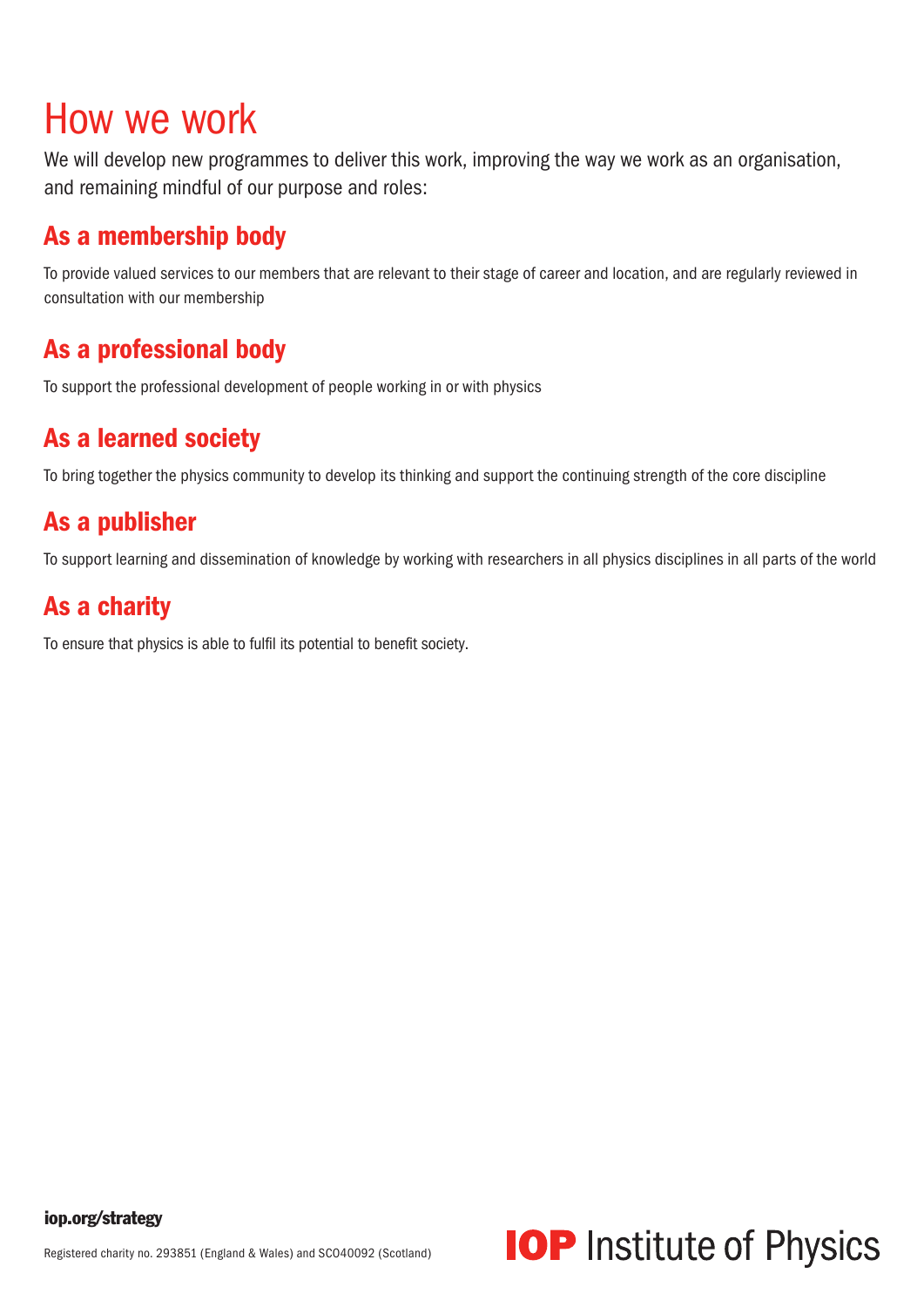# How we work

We will develop new programmes to deliver this work, improving the way we work as an organisation, and remaining mindful of our purpose and roles:

## As a membership body

To provide valued services to our members that are relevant to their stage of career and location, and are regularly reviewed in consultation with our membership

## As a professional body

To support the professional development of people working in or with physics

## As a learned society

To bring together the physics community to develop its thinking and support the continuing strength of the core discipline

## As a publisher

To support learning and dissemination of knowledge by working with researchers in all physics disciplines in all parts of the world

## As a charity

To ensure that physics is able to fulfil its potential to benefit society.

**iop.org/strategy**

Registered charity no. 293851 (England & Wales) and SC040092 (Scotland)

IOP Institute of Physics